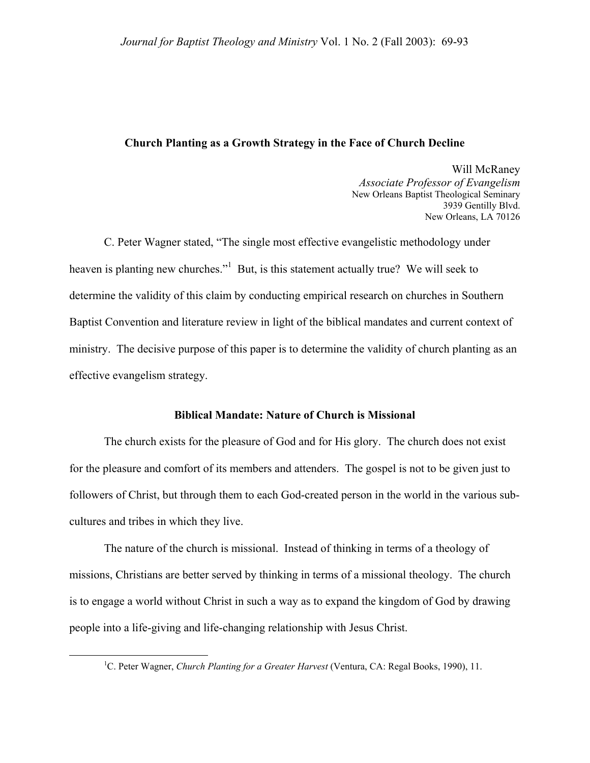## Church Planting as a Growth Strategy in the Face of Church Decline

Will McRaney
*Associate Professor of Evangelism*
New Orleans Baptist Theological Seminary
3939 Gentilly Blvd.
New Orleans, LA 70126

C. Peter Wagner stated, "The single most effective evangelistic methodology under heaven is planting new churches."[1] But, is this statement actually true? We will seek to determine the validity of this claim by conducting empirical research on churches in Southern Baptist Convention and literature review in light of the biblical mandates and current context of ministry. The decisive purpose of this paper is to determine the validity of church planting as an effective evangelism strategy.

### Biblical Mandate: Nature of Church is Missional

The church exists for the pleasure of God and for His glory. The church does not exist for the pleasure and comfort of its members and attenders. The gospel is not to be given just to followers of Christ, but through them to each God-created person in the world in the various sub-cultures and tribes in which they live.

The nature of the church is missional. Instead of thinking in terms of a theology of missions, Christians are better served by thinking in terms of a missional theology. The church is to engage a world without Christ in such a way as to expand the kingdom of God by drawing people into a life-giving and life-changing relationship with Jesus Christ.

---

[1] C. Peter Wagner, *Church Planting for a Greater Harvest* (Ventura, CA: Regal Books, 1990), 11.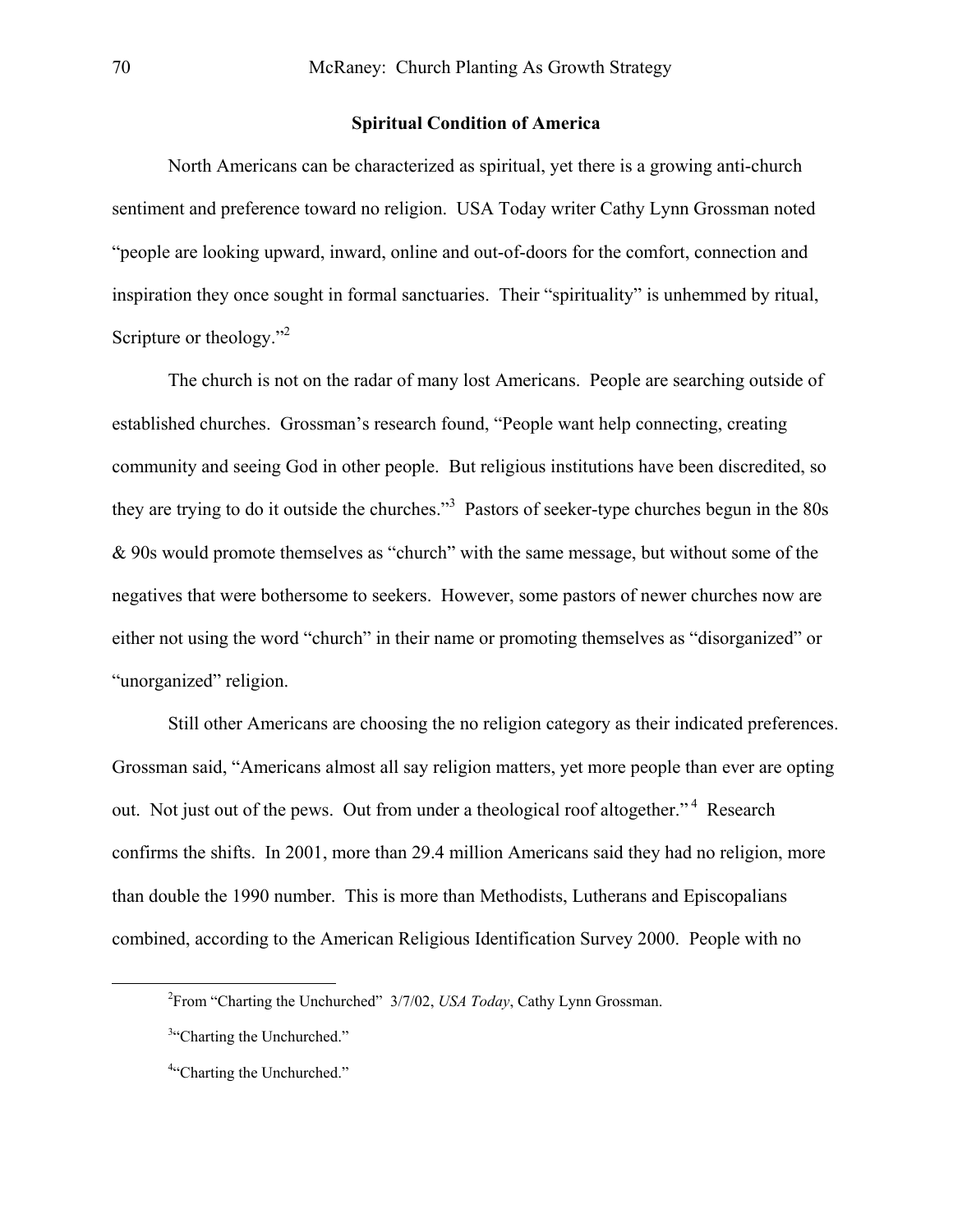## Spiritual Condition of America

North Americans can be characterized as spiritual, yet there is a growing anti-church sentiment and preference toward no religion. USA Today writer Cathy Lynn Grossman noted "people are looking upward, inward, online and out-of-doors for the comfort, connection and inspiration they once sought in formal sanctuaries. Their "spirituality" is unhemmed by ritual, Scripture or theology."[2]

The church is not on the radar of many lost Americans. People are searching outside of established churches. Grossman's research found, "People want help connecting, creating community and seeing God in other people. But religious institutions have been discredited, so they are trying to do it outside the churches."[3] Pastors of seeker-type churches begun in the 80s & 90s would promote themselves as "church" with the same message, but without some of the negatives that were bothersome to seekers. However, some pastors of newer churches now are either not using the word "church" in their name or promoting themselves as "disorganized" or "unorganized" religion.

Still other Americans are choosing the no religion category as their indicated preferences. Grossman said, "Americans almost all say religion matters, yet more people than ever are opting out. Not just out of the pews. Out from under a theological roof altogether."[4] Research confirms the shifts. In 2001, more than 29.4 million Americans said they had no religion, more than double the 1990 number. This is more than Methodists, Lutherans and Episcopalians combined, according to the American Religious Identification Survey 2000. People with no

---

[2]From "Charting the Unchurched" 3/7/02, *USA Today*, Cathy Lynn Grossman.

[3]"Charting the Unchurched."

[4]"Charting the Unchurched."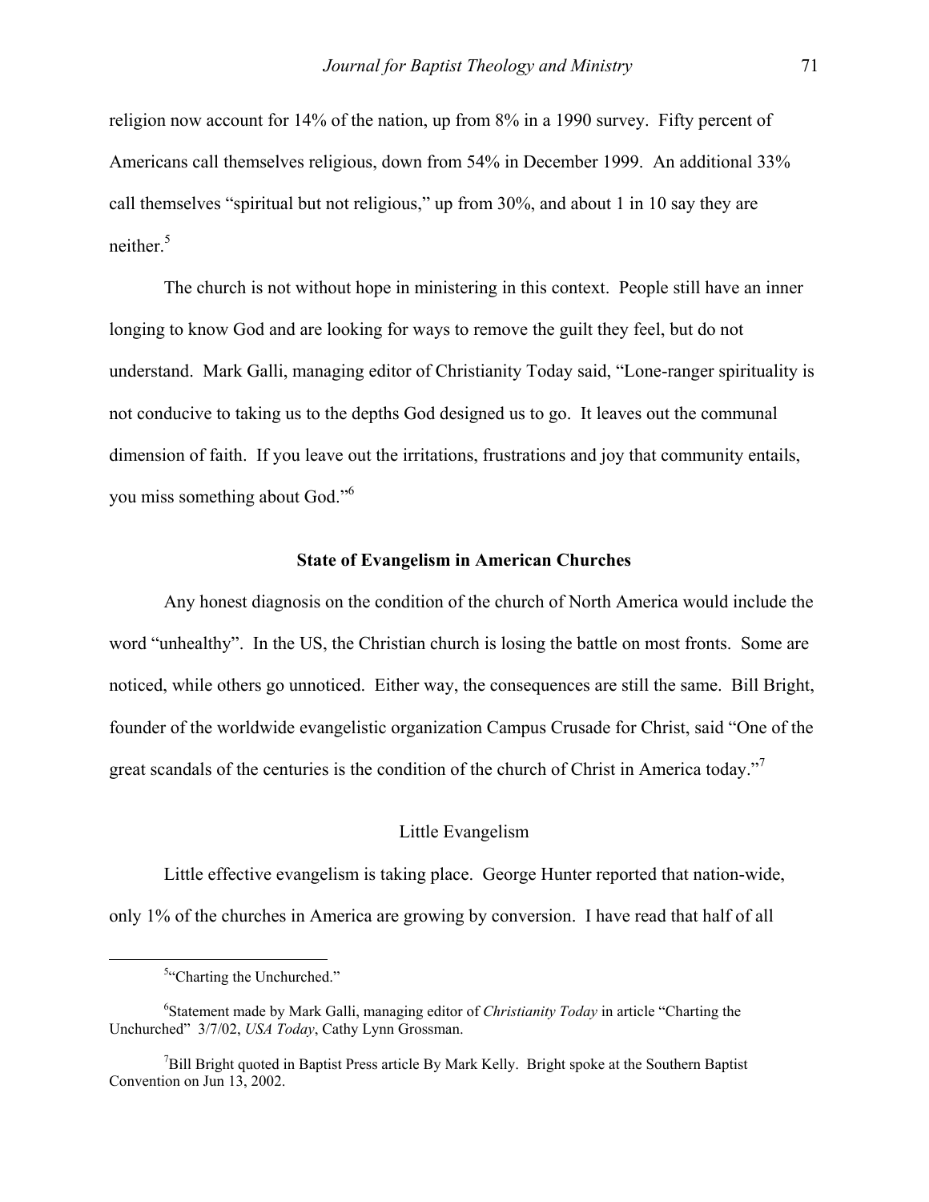religion now account for 14% of the nation, up from 8% in a 1990 survey. Fifty percent of Americans call themselves religious, down from 54% in December 1999. An additional 33% call themselves "spiritual but not religious," up from 30%, and about 1 in 10 say they are neither.[5]

The church is not without hope in ministering in this context. People still have an inner longing to know God and are looking for ways to remove the guilt they feel, but do not understand. Mark Galli, managing editor of Christianity Today said, "Lone-ranger spirituality is not conducive to taking us to the depths God designed us to go. It leaves out the communal dimension of faith. If you leave out the irritations, frustrations and joy that community entails, you miss something about God."[6]

## State of Evangelism in American Churches

Any honest diagnosis on the condition of the church of North America would include the word "unhealthy". In the US, the Christian church is losing the battle on most fronts. Some are noticed, while others go unnoticed. Either way, the consequences are still the same. Bill Bright, founder of the worldwide evangelistic organization Campus Crusade for Christ, said "One of the great scandals of the centuries is the condition of the church of Christ in America today."[7]

### Little Evangelism

Little effective evangelism is taking place. George Hunter reported that nation-wide, only 1% of the churches in America are growing by conversion. I have read that half of all

---

[5] "Charting the Unchurched."

[6] Statement made by Mark Galli, managing editor of *Christianity Today* in article "Charting the Unchurched" 3/7/02, *USA Today*, Cathy Lynn Grossman.

[7] Bill Bright quoted in Baptist Press article By Mark Kelly. Bright spoke at the Southern Baptist Convention on Jun 13, 2002.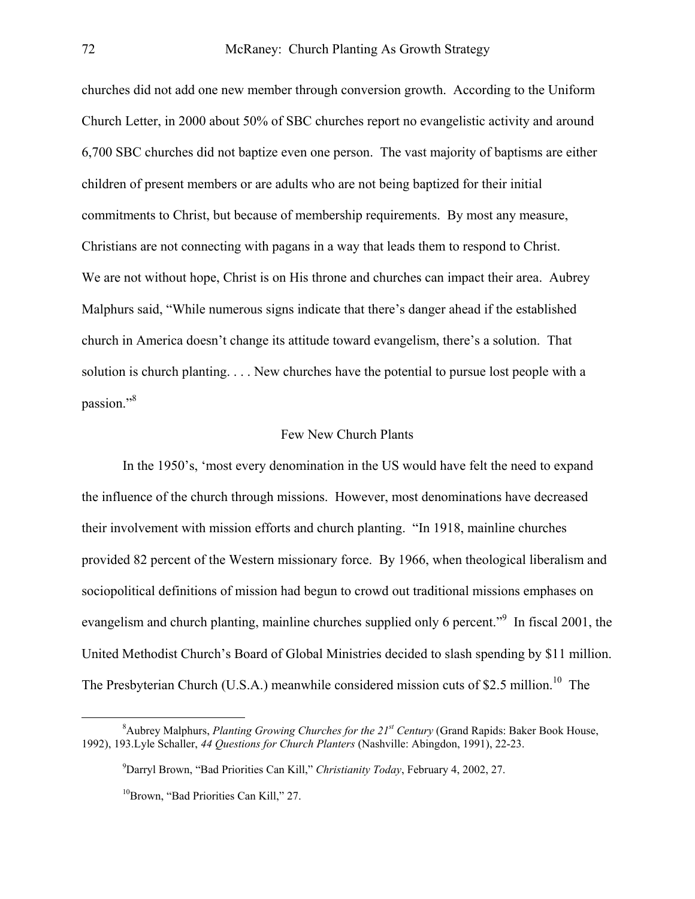churches did not add one new member through conversion growth. According to the Uniform Church Letter, in 2000 about 50% of SBC churches report no evangelistic activity and around 6,700 SBC churches did not baptize even one person. The vast majority of baptisms are either children of present members or are adults who are not being baptized for their initial commitments to Christ, but because of membership requirements. By most any measure, Christians are not connecting with pagans in a way that leads them to respond to Christ. We are not without hope, Christ is on His throne and churches can impact their area. Aubrey Malphurs said, "While numerous signs indicate that there's danger ahead if the established church in America doesn't change its attitude toward evangelism, there's a solution. That solution is church planting. . . . New churches have the potential to pursue lost people with a passion."[8]

## Few New Church Plants

In the 1950's, 'most every denomination in the US would have felt the need to expand the influence of the church through missions. However, most denominations have decreased their involvement with mission efforts and church planting. "In 1918, mainline churches provided 82 percent of the Western missionary force. By 1966, when theological liberalism and sociopolitical definitions of mission had begun to crowd out traditional missions emphases on evangelism and church planting, mainline churches supplied only 6 percent."[9] In fiscal 2001, the United Methodist Church's Board of Global Ministries decided to slash spending by $11 million. The Presbyterian Church (U.S.A.) meanwhile considered mission cuts of $2.5 million.[10] The

---

[8]Aubrey Malphurs, *Planting Growing Churches for the 21st Century* (Grand Rapids: Baker Book House, 1992), 193.Lyle Schaller, *44 Questions for Church Planters* (Nashville: Abingdon, 1991), 22-23.

[9]Darryl Brown, "Bad Priorities Can Kill," *Christianity Today*, February 4, 2002, 27.

[10]Brown, "Bad Priorities Can Kill," 27.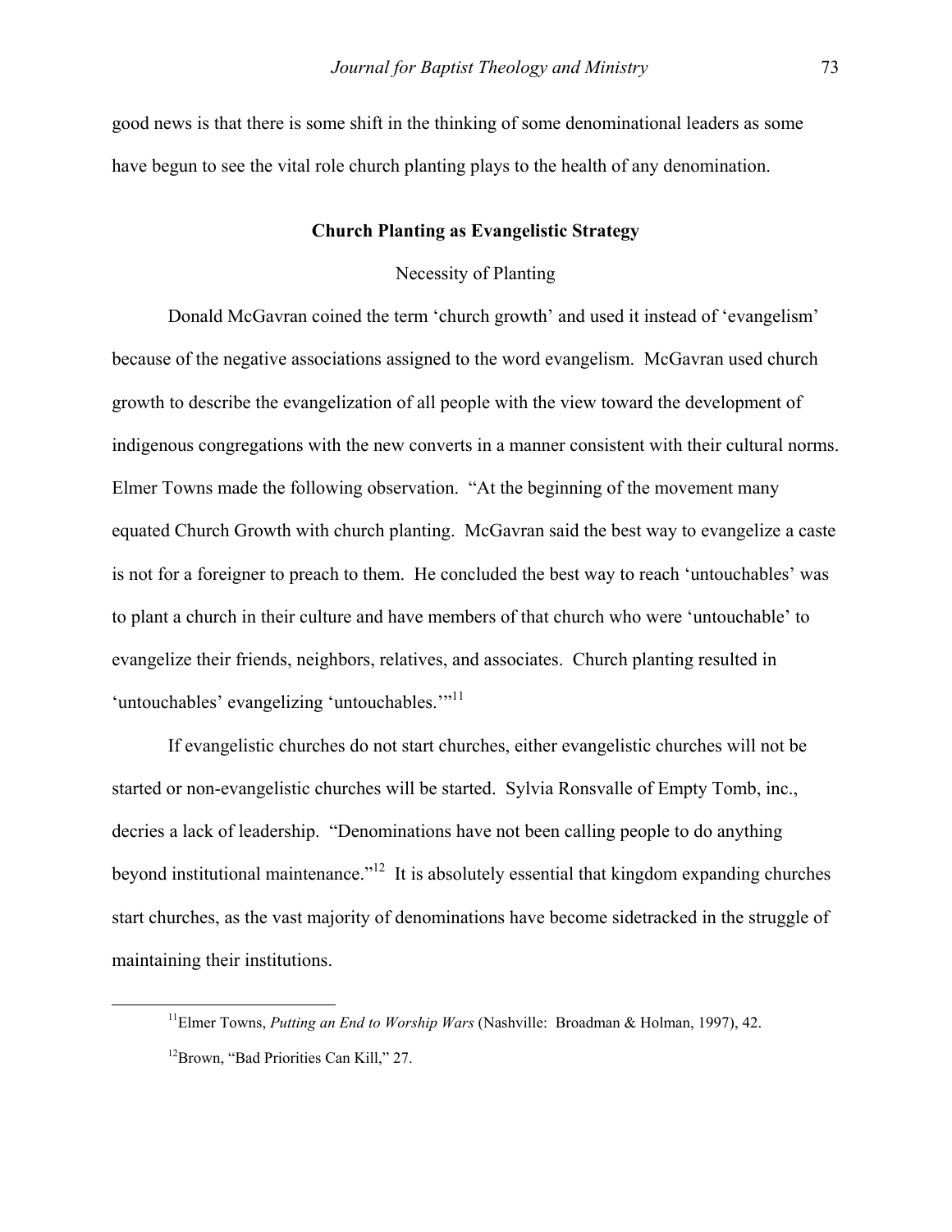good news is that there is some shift in the thinking of some denominational leaders as some have begun to see the vital role church planting plays to the health of any denomination.

## Church Planting as Evangelistic Strategy

### Necessity of Planting

Donald McGavran coined the term 'church growth' and used it instead of 'evangelism' because of the negative associations assigned to the word evangelism. McGavran used church growth to describe the evangelization of all people with the view toward the development of indigenous congregations with the new converts in a manner consistent with their cultural norms. Elmer Towns made the following observation. "At the beginning of the movement many equated Church Growth with church planting. McGavran said the best way to evangelize a caste is not for a foreigner to preach to them. He concluded the best way to reach 'untouchables' was to plant a church in their culture and have members of that church who were 'untouchable' to evangelize their friends, neighbors, relatives, and associates. Church planting resulted in 'untouchables' evangelizing 'untouchables.'"[11]

If evangelistic churches do not start churches, either evangelistic churches will not be started or non-evangelistic churches will be started. Sylvia Ronsvalle of Empty Tomb, inc., decries a lack of leadership. "Denominations have not been calling people to do anything beyond institutional maintenance."[12] It is absolutely essential that kingdom expanding churches start churches, as the vast majority of denominations have become sidetracked in the struggle of maintaining their institutions.

---

[11]Elmer Towns, *Putting an End to Worship Wars* (Nashville: Broadman & Holman, 1997), 42.

[12]Brown, "Bad Priorities Can Kill," 27.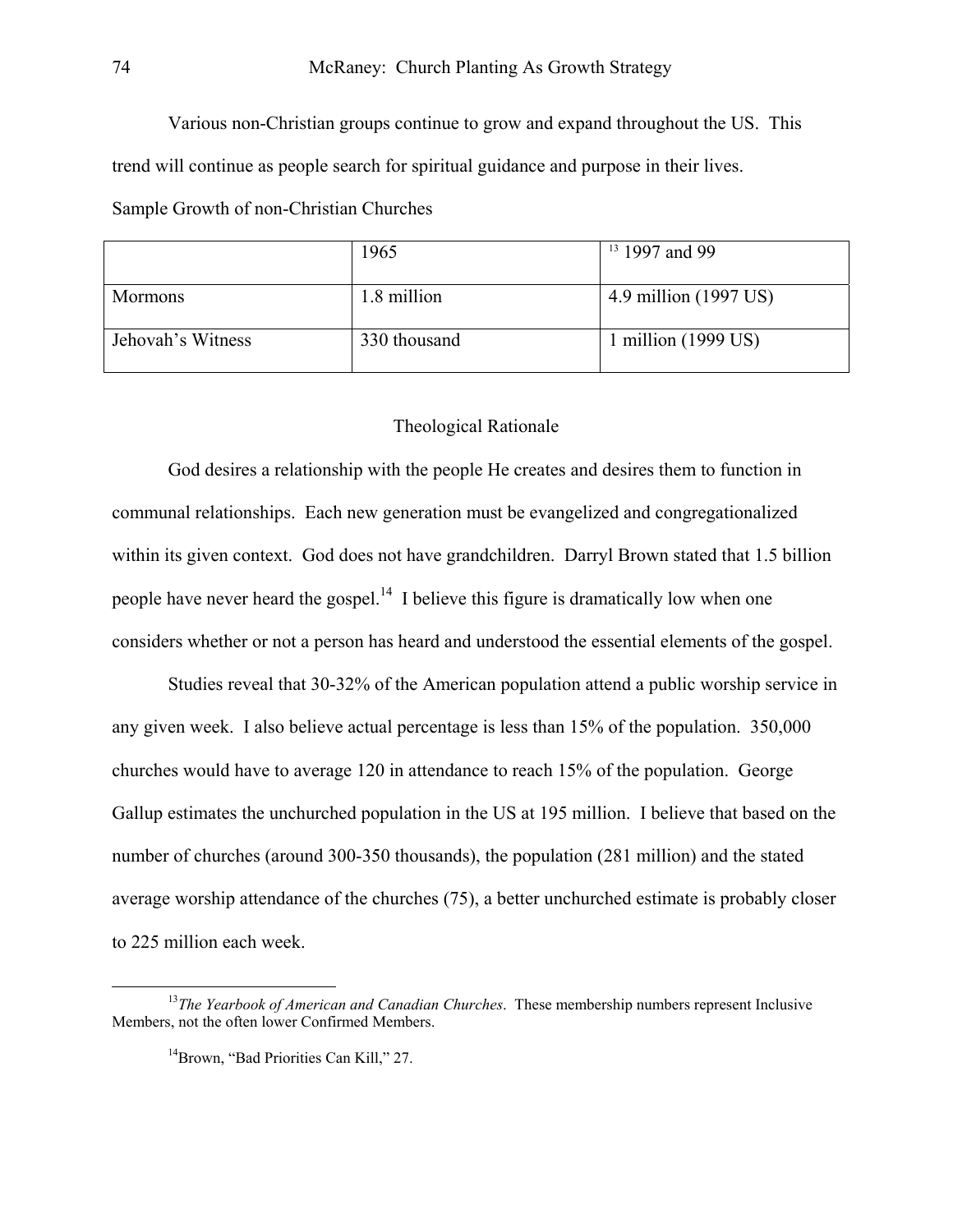Various non-Christian groups continue to grow and expand throughout the US. This trend will continue as people search for spiritual guidance and purpose in their lives.

Sample Growth of non-Christian Churches

| | 1965 | [13] 1997 and 99 |
|---|---|---|
| Mormons | 1.8 million | 4.9 million (1997 US) |
| Jehovah's Witness | 330 thousand | 1 million (1999 US) |

## Theological Rationale

God desires a relationship with the people He creates and desires them to function in communal relationships. Each new generation must be evangelized and congregationalized within its given context. God does not have grandchildren. Darryl Brown stated that 1.5 billion people have never heard the gospel.[14] I believe this figure is dramatically low when one considers whether or not a person has heard and understood the essential elements of the gospel.

Studies reveal that 30-32% of the American population attend a public worship service in any given week. I also believe actual percentage is less than 15% of the population. 350,000 churches would have to average 120 in attendance to reach 15% of the population. George Gallup estimates the unchurched population in the US at 195 million. I believe that based on the number of churches (around 300-350 thousands), the population (281 million) and the stated average worship attendance of the churches (75), a better unchurched estimate is probably closer to 225 million each week.

---

[13] *The Yearbook of American and Canadian Churches*. These membership numbers represent Inclusive Members, not the often lower Confirmed Members.

[14] Brown, "Bad Priorities Can Kill," 27.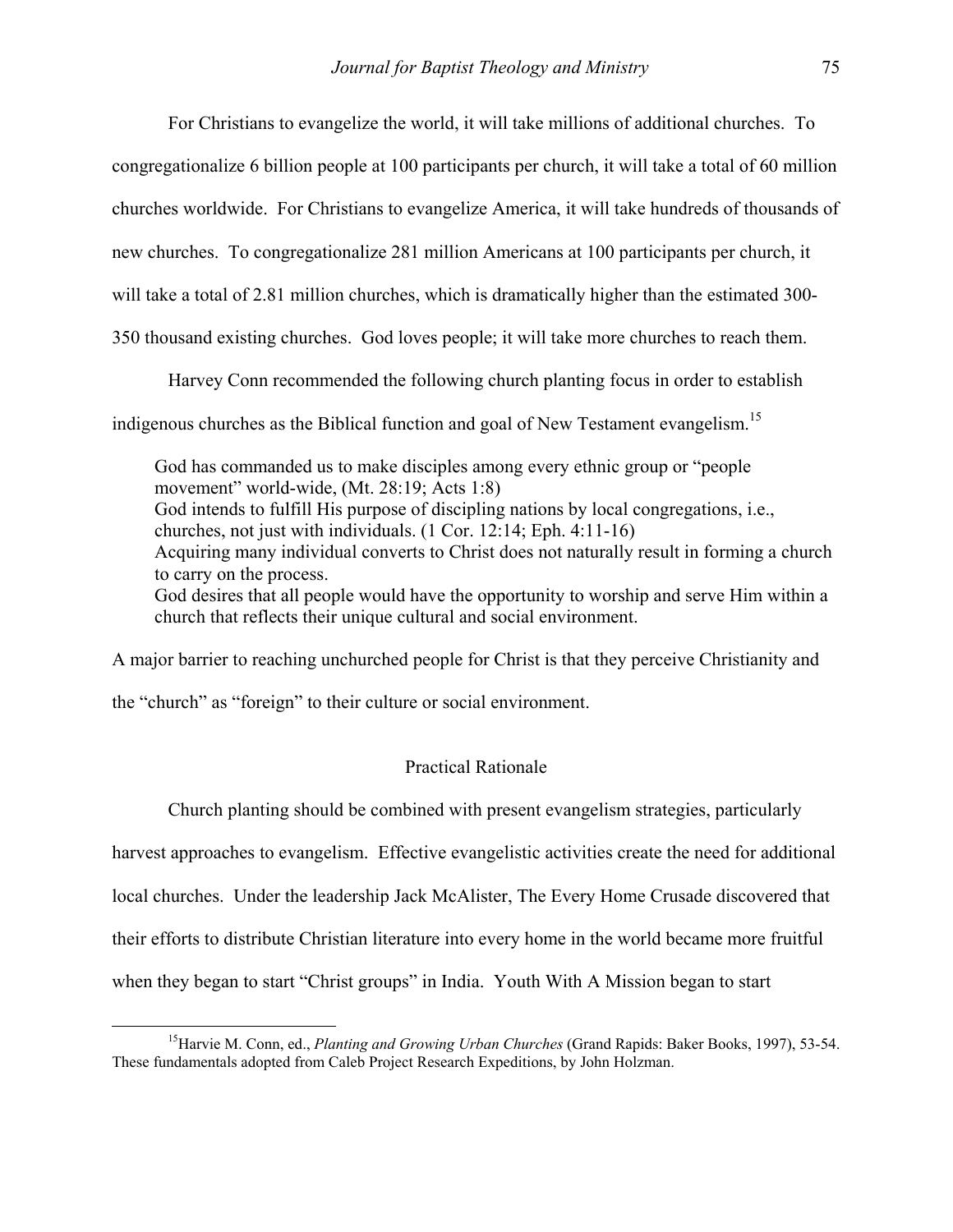For Christians to evangelize the world, it will take millions of additional churches. To congregationalize 6 billion people at 100 participants per church, it will take a total of 60 million churches worldwide. For Christians to evangelize America, it will take hundreds of thousands of new churches. To congregationalize 281 million Americans at 100 participants per church, it will take a total of 2.81 million churches, which is dramatically higher than the estimated 300-350 thousand existing churches. God loves people; it will take more churches to reach them.

Harvey Conn recommended the following church planting focus in order to establish indigenous churches as the Biblical function and goal of New Testament evangelism.[15]

> God has commanded us to make disciples among every ethnic group or "people movement" world-wide, (Mt. 28:19; Acts 1:8)
> God intends to fulfill His purpose of discipling nations by local congregations, i.e., churches, not just with individuals. (1 Cor. 12:14; Eph. 4:11-16)
> Acquiring many individual converts to Christ does not naturally result in forming a church to carry on the process.
> God desires that all people would have the opportunity to worship and serve Him within a church that reflects their unique cultural and social environment.

A major barrier to reaching unchurched people for Christ is that they perceive Christianity and the "church" as "foreign" to their culture or social environment.

## Practical Rationale

Church planting should be combined with present evangelism strategies, particularly harvest approaches to evangelism. Effective evangelistic activities create the need for additional local churches. Under the leadership Jack McAlister, The Every Home Crusade discovered that their efforts to distribute Christian literature into every home in the world became more fruitful when they began to start "Christ groups" in India. Youth With A Mission began to start

---

[15] Harvie M. Conn, ed., *Planting and Growing Urban Churches* (Grand Rapids: Baker Books, 1997), 53-54. These fundamentals adopted from Caleb Project Research Expeditions, by John Holzman.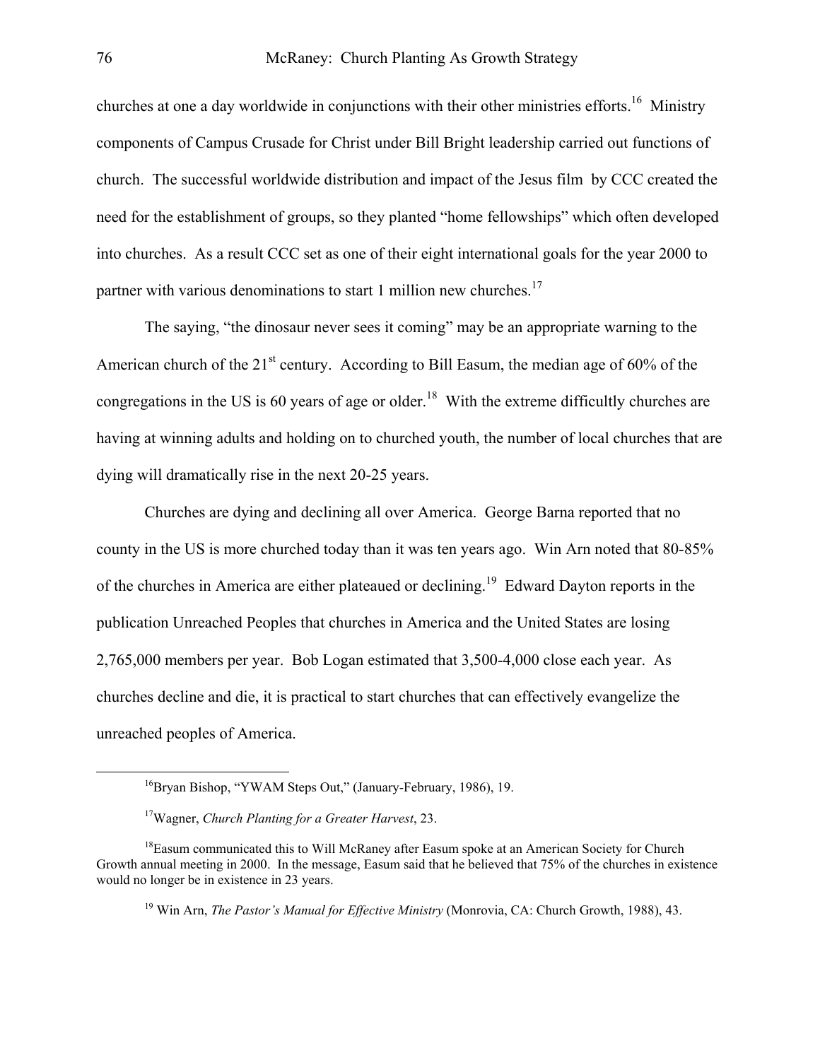churches at one a day worldwide in conjunctions with their other ministries efforts.[16] Ministry components of Campus Crusade for Christ under Bill Bright leadership carried out functions of church. The successful worldwide distribution and impact of the Jesus film by CCC created the need for the establishment of groups, so they planted "home fellowships" which often developed into churches. As a result CCC set as one of their eight international goals for the year 2000 to partner with various denominations to start 1 million new churches.[17]

The saying, "the dinosaur never sees it coming" may be an appropriate warning to the American church of the 21st century. According to Bill Easum, the median age of 60% of the congregations in the US is 60 years of age or older.[18] With the extreme difficultly churches are having at winning adults and holding on to churched youth, the number of local churches that are dying will dramatically rise in the next 20-25 years.

Churches are dying and declining all over America. George Barna reported that no county in the US is more churched today than it was ten years ago. Win Arn noted that 80-85% of the churches in America are either plateaued or declining.[19] Edward Dayton reports in the publication Unreached Peoples that churches in America and the United States are losing 2,765,000 members per year. Bob Logan estimated that 3,500-4,000 close each year. As churches decline and die, it is practical to start churches that can effectively evangelize the unreached peoples of America.

---

[16] Bryan Bishop, "YWAM Steps Out," (January-February, 1986), 19.

[17] Wagner, *Church Planting for a Greater Harvest*, 23.

[18] Easum communicated this to Will McRaney after Easum spoke at an American Society for Church Growth annual meeting in 2000. In the message, Easum said that he believed that 75% of the churches in existence would no longer be in existence in 23 years.

[19] Win Arn, *The Pastor's Manual for Effective Ministry* (Monrovia, CA: Church Growth, 1988), 43.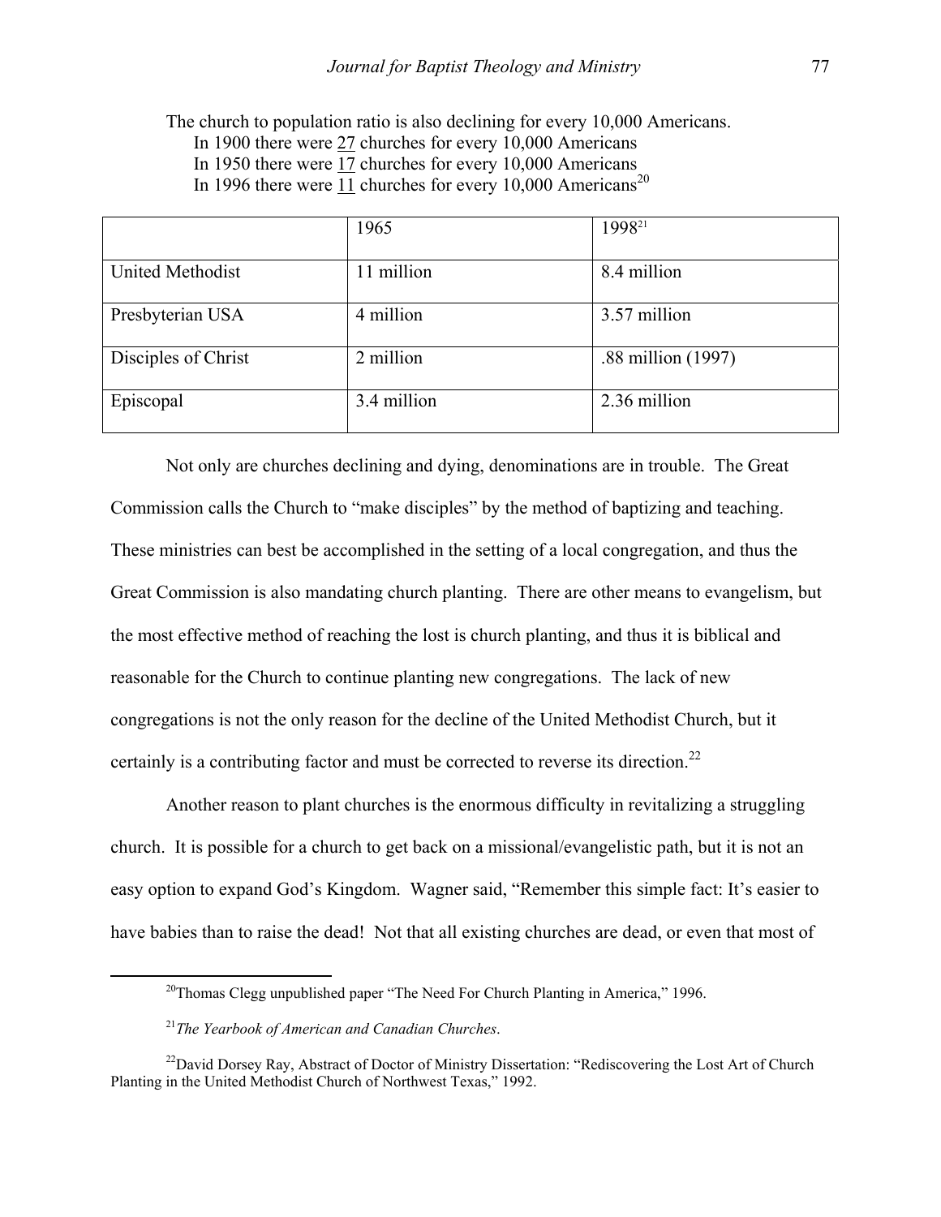The church to population ratio is also declining for every 10,000 Americans.

In 1900 there were 27 churches for every 10,000 Americans
In 1950 there were 17 churches for every 10,000 Americans
In 1996 there were 11 churches for every 10,000 Americans[20]

| | 1965 | 1998[21] |
|---|---|---|
| United Methodist | 11 million | 8.4 million |
| Presbyterian USA | 4 million | 3.57 million |
| Disciples of Christ | 2 million | .88 million (1997) |
| Episcopal | 3.4 million | 2.36 million |

Not only are churches declining and dying, denominations are in trouble. The Great Commission calls the Church to "make disciples" by the method of baptizing and teaching. These ministries can best be accomplished in the setting of a local congregation, and thus the Great Commission is also mandating church planting. There are other means to evangelism, but the most effective method of reaching the lost is church planting, and thus it is biblical and reasonable for the Church to continue planting new congregations. The lack of new congregations is not the only reason for the decline of the United Methodist Church, but it certainly is a contributing factor and must be corrected to reverse its direction.[22]

Another reason to plant churches is the enormous difficulty in revitalizing a struggling church. It is possible for a church to get back on a missional/evangelistic path, but it is not an easy option to expand God's Kingdom. Wagner said, "Remember this simple fact: It's easier to have babies than to raise the dead! Not that all existing churches are dead, or even that most of

---

[20]Thomas Clegg unpublished paper "The Need For Church Planting in America," 1996.

[21]*The Yearbook of American and Canadian Churches*.

[22]David Dorsey Ray, Abstract of Doctor of Ministry Dissertation: "Rediscovering the Lost Art of Church Planting in the United Methodist Church of Northwest Texas," 1992.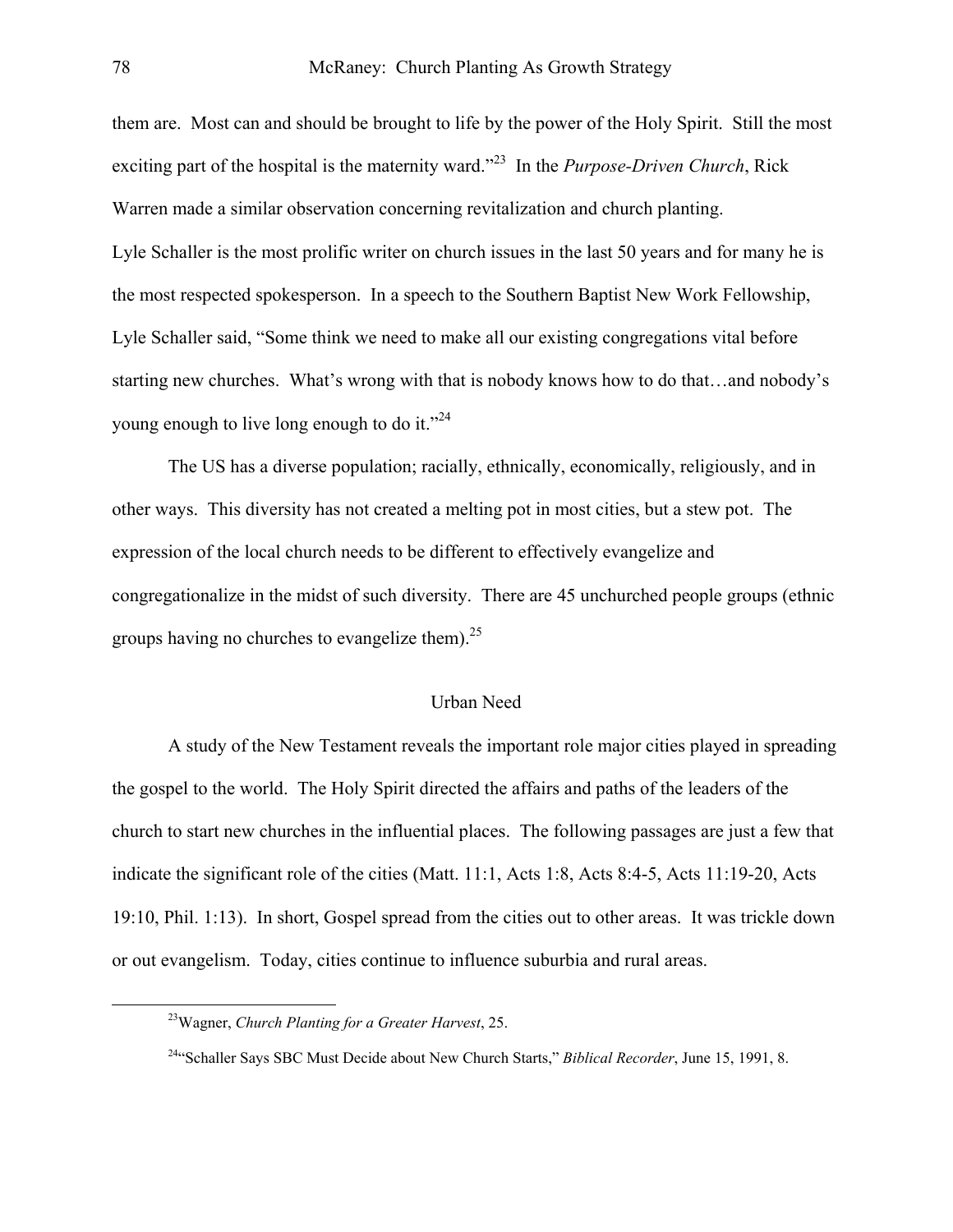them are. Most can and should be brought to life by the power of the Holy Spirit. Still the most exciting part of the hospital is the maternity ward."[23] In the *Purpose-Driven Church*, Rick Warren made a similar observation concerning revitalization and church planting.

Lyle Schaller is the most prolific writer on church issues in the last 50 years and for many he is the most respected spokesperson. In a speech to the Southern Baptist New Work Fellowship, Lyle Schaller said, "Some think we need to make all our existing congregations vital before starting new churches. What's wrong with that is nobody knows how to do that…and nobody's young enough to live long enough to do it."[24]

The US has a diverse population; racially, ethnically, economically, religiously, and in other ways. This diversity has not created a melting pot in most cities, but a stew pot. The expression of the local church needs to be different to effectively evangelize and congregationalize in the midst of such diversity. There are 45 unchurched people groups (ethnic groups having no churches to evangelize them).[25]

## Urban Need

A study of the New Testament reveals the important role major cities played in spreading the gospel to the world. The Holy Spirit directed the affairs and paths of the leaders of the church to start new churches in the influential places. The following passages are just a few that indicate the significant role of the cities (Matt. 11:1, Acts 1:8, Acts 8:4-5, Acts 11:19-20, Acts 19:10, Phil. 1:13). In short, Gospel spread from the cities out to other areas. It was trickle down or out evangelism. Today, cities continue to influence suburbia and rural areas.

---

[23] Wagner, *Church Planting for a Greater Harvest*, 25.

[24] "Schaller Says SBC Must Decide about New Church Starts," *Biblical Recorder*, June 15, 1991, 8.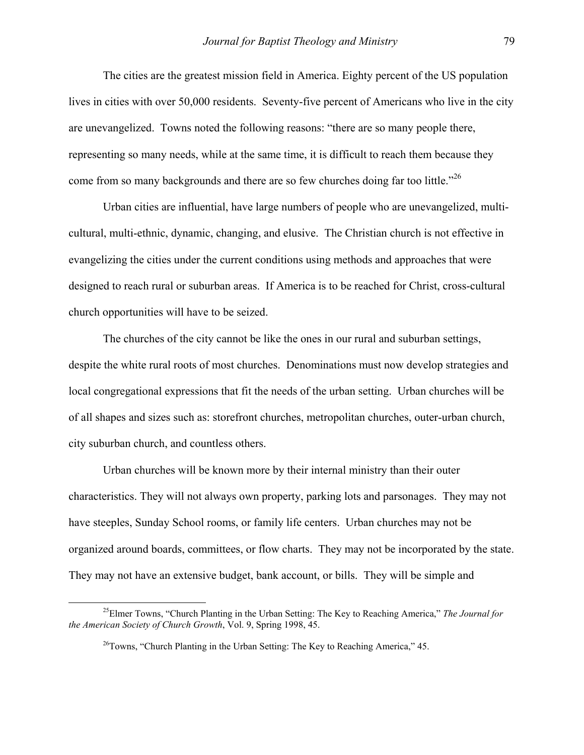The cities are the greatest mission field in America. Eighty percent of the US population lives in cities with over 50,000 residents. Seventy-five percent of Americans who live in the city are unevangelized. Towns noted the following reasons: "there are so many people there, representing so many needs, while at the same time, it is difficult to reach them because they come from so many backgrounds and there are so few churches doing far too little."[26]

Urban cities are influential, have large numbers of people who are unevangelized, multi-cultural, multi-ethnic, dynamic, changing, and elusive. The Christian church is not effective in evangelizing the cities under the current conditions using methods and approaches that were designed to reach rural or suburban areas. If America is to be reached for Christ, cross-cultural church opportunities will have to be seized.

The churches of the city cannot be like the ones in our rural and suburban settings, despite the white rural roots of most churches. Denominations must now develop strategies and local congregational expressions that fit the needs of the urban setting. Urban churches will be of all shapes and sizes such as: storefront churches, metropolitan churches, outer-urban church, city suburban church, and countless others.

Urban churches will be known more by their internal ministry than their outer characteristics. They will not always own property, parking lots and parsonages. They may not have steeples, Sunday School rooms, or family life centers. Urban churches may not be organized around boards, committees, or flow charts. They may not be incorporated by the state. They may not have an extensive budget, bank account, or bills. They will be simple and

---

[25]Elmer Towns, "Church Planting in the Urban Setting: The Key to Reaching America," *The Journal for the American Society of Church Growth*, Vol. 9, Spring 1998, 45.

[26]Towns, "Church Planting in the Urban Setting: The Key to Reaching America," 45.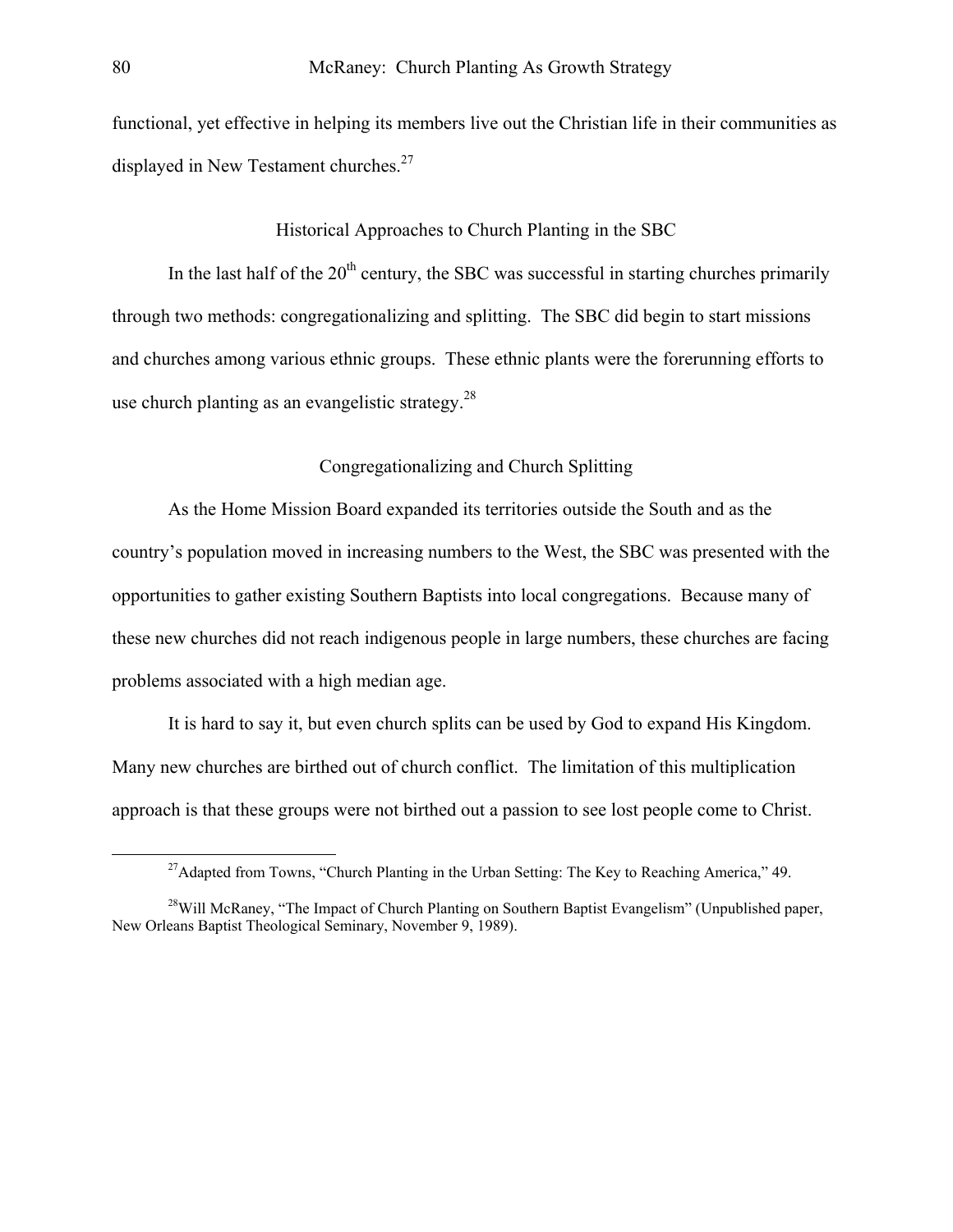functional, yet effective in helping its members live out the Christian life in their communities as displayed in New Testament churches.[27]

## Historical Approaches to Church Planting in the SBC

In the last half of the 20th century, the SBC was successful in starting churches primarily through two methods: congregationalizing and splitting. The SBC did begin to start missions and churches among various ethnic groups. These ethnic plants were the forerunning efforts to use church planting as an evangelistic strategy.[28]

### Congregationalizing and Church Splitting

As the Home Mission Board expanded its territories outside the South and as the country's population moved in increasing numbers to the West, the SBC was presented with the opportunities to gather existing Southern Baptists into local congregations. Because many of these new churches did not reach indigenous people in large numbers, these churches are facing problems associated with a high median age.

It is hard to say it, but even church splits can be used by God to expand His Kingdom. Many new churches are birthed out of church conflict. The limitation of this multiplication approach is that these groups were not birthed out a passion to see lost people come to Christ.

---

[27] Adapted from Towns, "Church Planting in the Urban Setting: The Key to Reaching America," 49.

[28] Will McRaney, "The Impact of Church Planting on Southern Baptist Evangelism" (Unpublished paper, New Orleans Baptist Theological Seminary, November 9, 1989).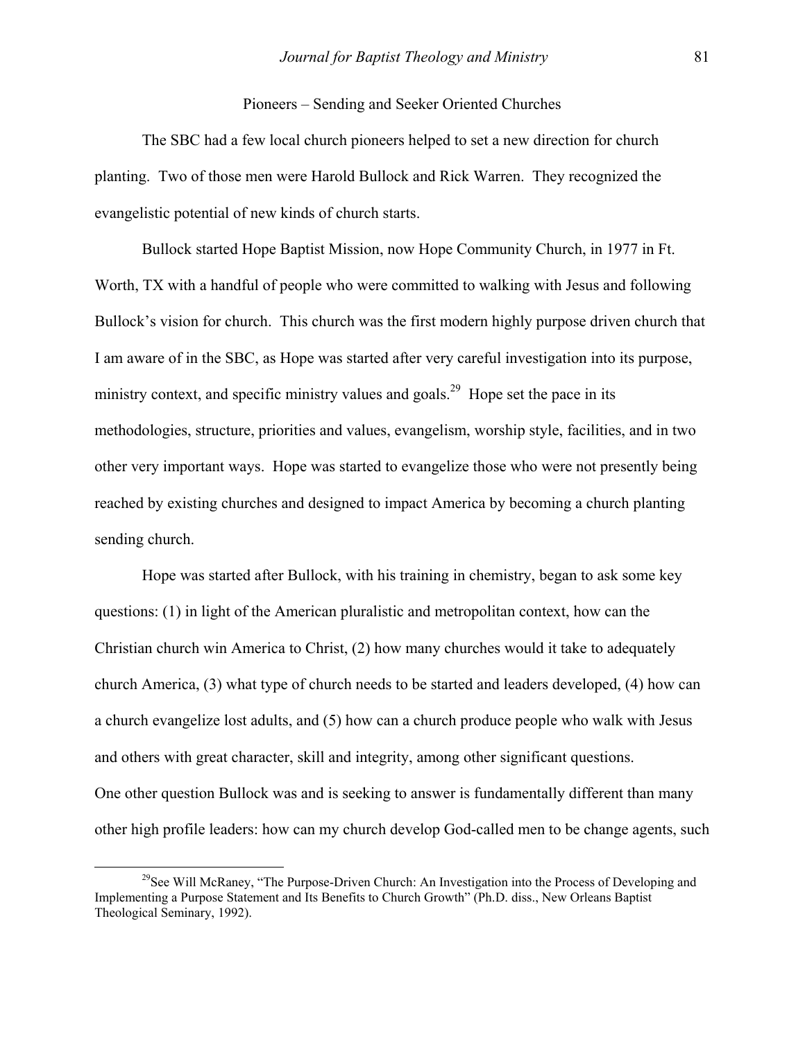## Pioneers – Sending and Seeker Oriented Churches

The SBC had a few local church pioneers helped to set a new direction for church planting. Two of those men were Harold Bullock and Rick Warren. They recognized the evangelistic potential of new kinds of church starts.

Bullock started Hope Baptist Mission, now Hope Community Church, in 1977 in Ft. Worth, TX with a handful of people who were committed to walking with Jesus and following Bullock's vision for church. This church was the first modern highly purpose driven church that I am aware of in the SBC, as Hope was started after very careful investigation into its purpose, ministry context, and specific ministry values and goals.[29] Hope set the pace in its methodologies, structure, priorities and values, evangelism, worship style, facilities, and in two other very important ways. Hope was started to evangelize those who were not presently being reached by existing churches and designed to impact America by becoming a church planting sending church.

Hope was started after Bullock, with his training in chemistry, began to ask some key questions: (1) in light of the American pluralistic and metropolitan context, how can the Christian church win America to Christ, (2) how many churches would it take to adequately church America, (3) what type of church needs to be started and leaders developed, (4) how can a church evangelize lost adults, and (5) how can a church produce people who walk with Jesus and others with great character, skill and integrity, among other significant questions.
One other question Bullock was and is seeking to answer is fundamentally different than many other high profile leaders: how can my church develop God-called men to be change agents, such

[29] See Will McRaney, "The Purpose-Driven Church: An Investigation into the Process of Developing and Implementing a Purpose Statement and Its Benefits to Church Growth" (Ph.D. diss., New Orleans Baptist Theological Seminary, 1992).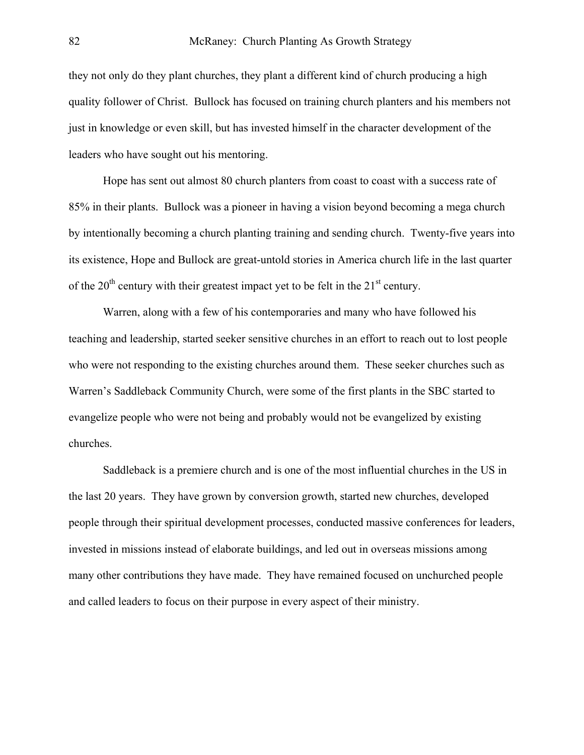they not only do they plant churches, they plant a different kind of church producing a high quality follower of Christ. Bullock has focused on training church planters and his members not just in knowledge or even skill, but has invested himself in the character development of the leaders who have sought out his mentoring.

Hope has sent out almost 80 church planters from coast to coast with a success rate of 85% in their plants. Bullock was a pioneer in having a vision beyond becoming a mega church by intentionally becoming a church planting training and sending church. Twenty-five years into its existence, Hope and Bullock are great-untold stories in America church life in the last quarter of the 20th century with their greatest impact yet to be felt in the 21st century.

Warren, along with a few of his contemporaries and many who have followed his teaching and leadership, started seeker sensitive churches in an effort to reach out to lost people who were not responding to the existing churches around them. These seeker churches such as Warren's Saddleback Community Church, were some of the first plants in the SBC started to evangelize people who were not being and probably would not be evangelized by existing churches.

Saddleback is a premiere church and is one of the most influential churches in the US in the last 20 years. They have grown by conversion growth, started new churches, developed people through their spiritual development processes, conducted massive conferences for leaders, invested in missions instead of elaborate buildings, and led out in overseas missions among many other contributions they have made. They have remained focused on unchurched people and called leaders to focus on their purpose in every aspect of their ministry.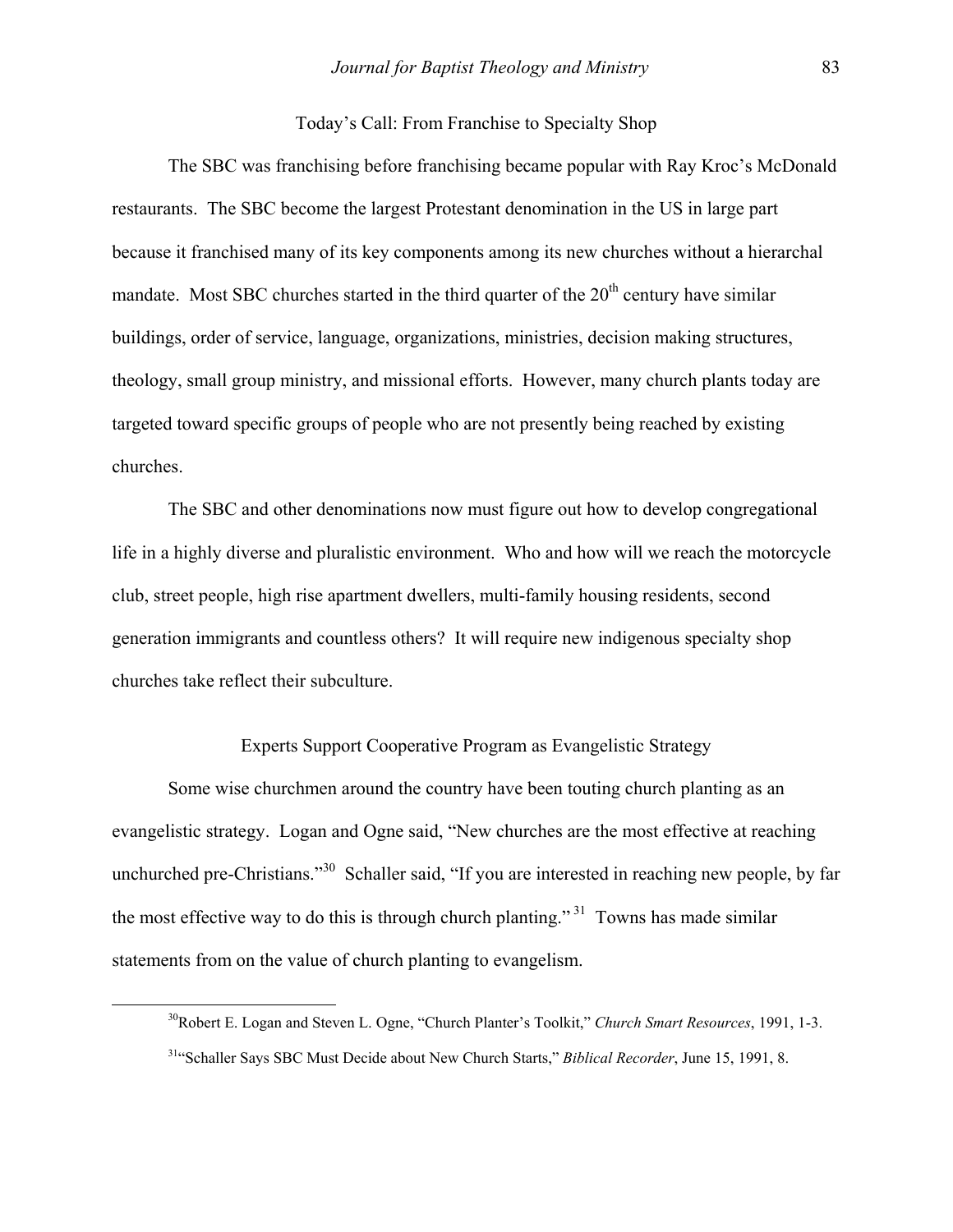## Today's Call: From Franchise to Specialty Shop

The SBC was franchising before franchising became popular with Ray Kroc's McDonald restaurants. The SBC become the largest Protestant denomination in the US in large part because it franchised many of its key components among its new churches without a hierarchal mandate. Most SBC churches started in the third quarter of the 20th century have similar buildings, order of service, language, organizations, ministries, decision making structures, theology, small group ministry, and missional efforts. However, many church plants today are targeted toward specific groups of people who are not presently being reached by existing churches.

The SBC and other denominations now must figure out how to develop congregational life in a highly diverse and pluralistic environment. Who and how will we reach the motorcycle club, street people, high rise apartment dwellers, multi-family housing residents, second generation immigrants and countless others? It will require new indigenous specialty shop churches take reflect their subculture.

## Experts Support Cooperative Program as Evangelistic Strategy

Some wise churchmen around the country have been touting church planting as an evangelistic strategy. Logan and Ogne said, "New churches are the most effective at reaching unchurched pre-Christians."[30] Schaller said, "If you are interested in reaching new people, by far the most effective way to do this is through church planting."[31] Towns has made similar statements from on the value of church planting to evangelism.

---

[30] Robert E. Logan and Steven L. Ogne, "Church Planter's Toolkit," *Church Smart Resources*, 1991, 1-3.

[31] "Schaller Says SBC Must Decide about New Church Starts," *Biblical Recorder*, June 15, 1991, 8.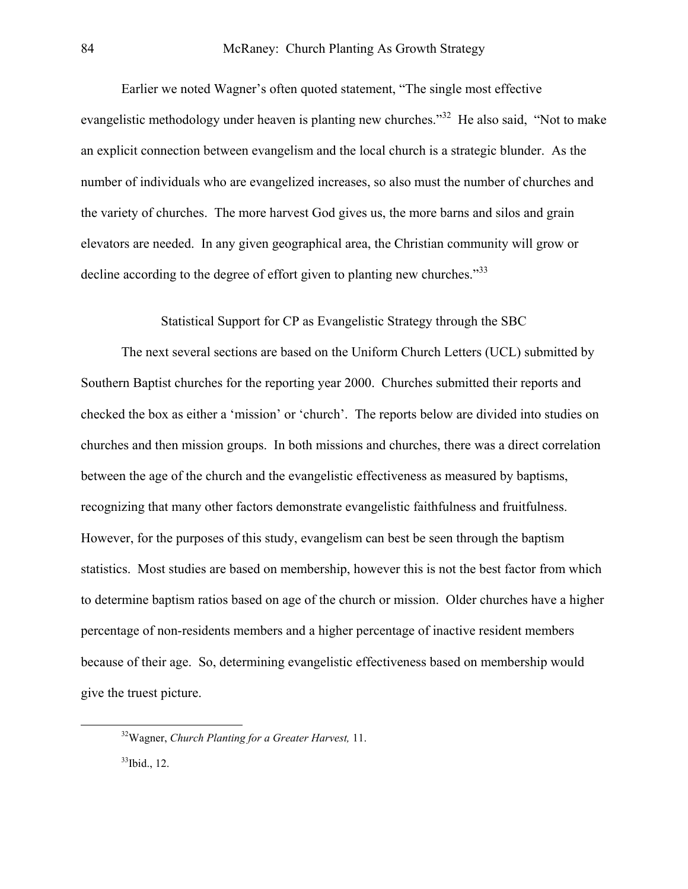Earlier we noted Wagner's often quoted statement, "The single most effective evangelistic methodology under heaven is planting new churches."[32] He also said, "Not to make an explicit connection between evangelism and the local church is a strategic blunder. As the number of individuals who are evangelized increases, so also must the number of churches and the variety of churches. The more harvest God gives us, the more barns and silos and grain elevators are needed. In any given geographical area, the Christian community will grow or decline according to the degree of effort given to planting new churches."[33]

## Statistical Support for CP as Evangelistic Strategy through the SBC

The next several sections are based on the Uniform Church Letters (UCL) submitted by Southern Baptist churches for the reporting year 2000. Churches submitted their reports and checked the box as either a 'mission' or 'church'. The reports below are divided into studies on churches and then mission groups. In both missions and churches, there was a direct correlation between the age of the church and the evangelistic effectiveness as measured by baptisms, recognizing that many other factors demonstrate evangelistic faithfulness and fruitfulness. However, for the purposes of this study, evangelism can best be seen through the baptism statistics. Most studies are based on membership, however this is not the best factor from which to determine baptism ratios based on age of the church or mission. Older churches have a higher percentage of non-residents members and a higher percentage of inactive resident members because of their age. So, determining evangelistic effectiveness based on membership would give the truest picture.

---

[32]Wagner, *Church Planting for a Greater Harvest,* 11.

[33]Ibid., 12.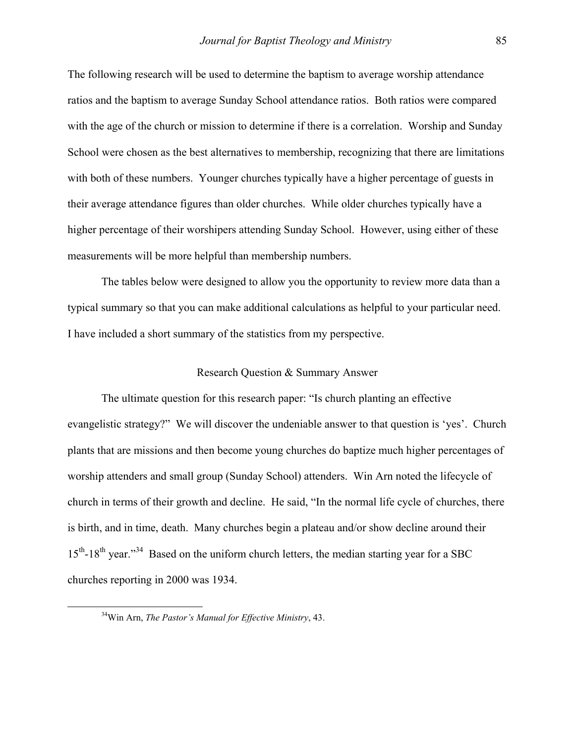The following research will be used to determine the baptism to average worship attendance ratios and the baptism to average Sunday School attendance ratios. Both ratios were compared with the age of the church or mission to determine if there is a correlation. Worship and Sunday School were chosen as the best alternatives to membership, recognizing that there are limitations with both of these numbers. Younger churches typically have a higher percentage of guests in their average attendance figures than older churches. While older churches typically have a higher percentage of their worshipers attending Sunday School. However, using either of these measurements will be more helpful than membership numbers.

The tables below were designed to allow you the opportunity to review more data than a typical summary so that you can make additional calculations as helpful to your particular need. I have included a short summary of the statistics from my perspective.

## Research Question & Summary Answer

The ultimate question for this research paper: "Is church planting an effective evangelistic strategy?" We will discover the undeniable answer to that question is 'yes'. Church plants that are missions and then become young churches do baptize much higher percentages of worship attenders and small group (Sunday School) attenders. Win Arn noted the lifecycle of church in terms of their growth and decline. He said, "In the normal life cycle of churches, there is birth, and in time, death. Many churches begin a plateau and/or show decline around their 15th-18th year."[34] Based on the uniform church letters, the median starting year for a SBC churches reporting in 2000 was 1934.

[34]Win Arn, *The Pastor's Manual for Effective Ministry*, 43.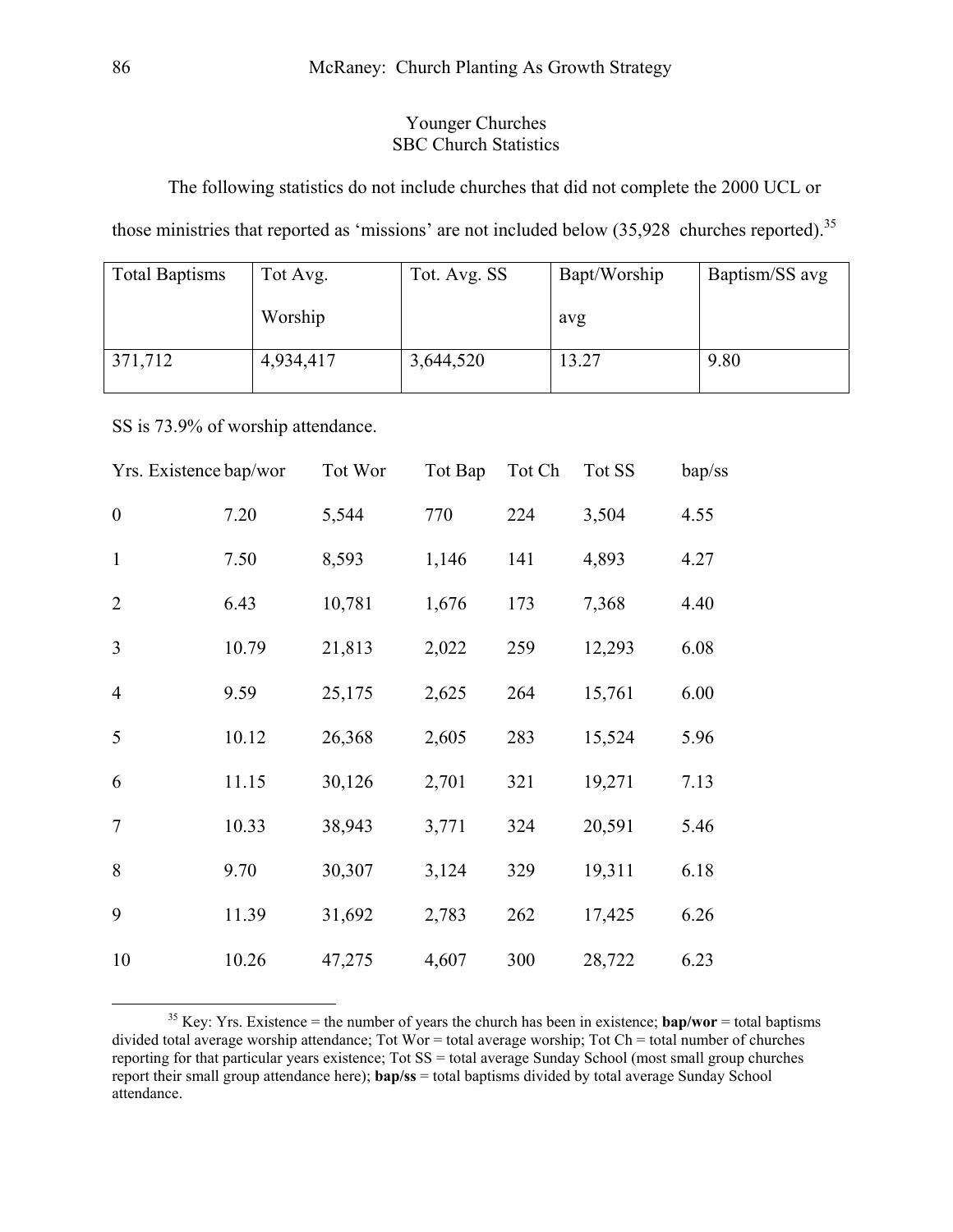Younger Churches
SBC Church Statistics

The following statistics do not include churches that did not complete the 2000 UCL or those ministries that reported as 'missions' are not included below (35,928 churches reported).[35]

| Total Baptisms | Tot Avg. Worship | Tot. Avg. SS | Bapt/Worship avg | Baptism/SS avg |
|---|---|---|---|---|
| 371,712 | 4,934,417 | 3,644,520 | 13.27 | 9.80 |

SS is 73.9% of worship attendance.

| Yrs. Existence | bap/wor | Tot Wor | Tot Bap | Tot Ch | Tot SS | bap/ss |
|---|---|---|---|---|---|---|
| 0 | 7.20 | 5,544 | 770 | 224 | 3,504 | 4.55 |
| 1 | 7.50 | 8,593 | 1,146 | 141 | 4,893 | 4.27 |
| 2 | 6.43 | 10,781 | 1,676 | 173 | 7,368 | 4.40 |
| 3 | 10.79 | 21,813 | 2,022 | 259 | 12,293 | 6.08 |
| 4 | 9.59 | 25,175 | 2,625 | 264 | 15,761 | 6.00 |
| 5 | 10.12 | 26,368 | 2,605 | 283 | 15,524 | 5.96 |
| 6 | 11.15 | 30,126 | 2,701 | 321 | 19,271 | 7.13 |
| 7 | 10.33 | 38,943 | 3,771 | 324 | 20,591 | 5.46 |
| 8 | 9.70 | 30,307 | 3,124 | 329 | 19,311 | 6.18 |
| 9 | 11.39 | 31,692 | 2,783 | 262 | 17,425 | 6.26 |
| 10 | 10.26 | 47,275 | 4,607 | 300 | 28,722 | 6.23 |

[35] Key: Yrs. Existence = the number of years the church has been in existence; **bap/wor** = total baptisms divided total average worship attendance; Tot Wor = total average worship; Tot Ch = total number of churches reporting for that particular years existence; Tot SS = total average Sunday School (most small group churches report their small group attendance here); **bap/ss** = total baptisms divided by total average Sunday School attendance.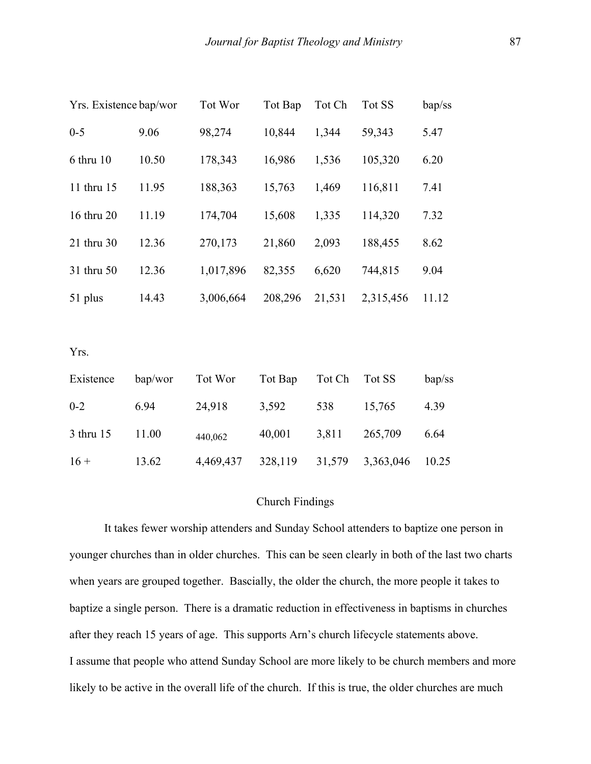| Yrs. Existence | bap/wor | Tot Wor | Tot Bap | Tot Ch | Tot SS | bap/ss |
| --- | --- | --- | --- | --- | --- | --- |
| 0-5 | 9.06 | 98,274 | 10,844 | 1,344 | 59,343 | 5.47 |
| 6 thru 10 | 10.50 | 178,343 | 16,986 | 1,536 | 105,320 | 6.20 |
| 11 thru 15 | 11.95 | 188,363 | 15,763 | 1,469 | 116,811 | 7.41 |
| 16 thru 20 | 11.19 | 174,704 | 15,608 | 1,335 | 114,320 | 7.32 |
| 21 thru 30 | 12.36 | 270,173 | 21,860 | 2,093 | 188,455 | 8.62 |
| 31 thru 50 | 12.36 | 1,017,896 | 82,355 | 6,620 | 744,815 | 9.04 |
| 51 plus | 14.43 | 3,006,664 | 208,296 | 21,531 | 2,315,456 | 11.12 |

| Yrs. Existence | bap/wor | Tot Wor | Tot Bap | Tot Ch | Tot SS | bap/ss |
| --- | --- | --- | --- | --- | --- | --- |
| 0-2 | 6.94 | 24,918 | 3,592 | 538 | 15,765 | 4.39 |
| 3 thru 15 | 11.00 | 440,062 | 40,001 | 3,811 | 265,709 | 6.64 |
| 16 + | 13.62 | 4,469,437 | 328,119 | 31,579 | 3,363,046 | 10.25 |

## Church Findings

It takes fewer worship attenders and Sunday School attenders to baptize one person in younger churches than in older churches. This can be seen clearly in both of the last two charts when years are grouped together. Bascially, the older the church, the more people it takes to baptize a single person. There is a dramatic reduction in effectiveness in baptisms in churches after they reach 15 years of age. This supports Arn's church lifecycle statements above.

I assume that people who attend Sunday School are more likely to be church members and more likely to be active in the overall life of the church. If this is true, the older churches are much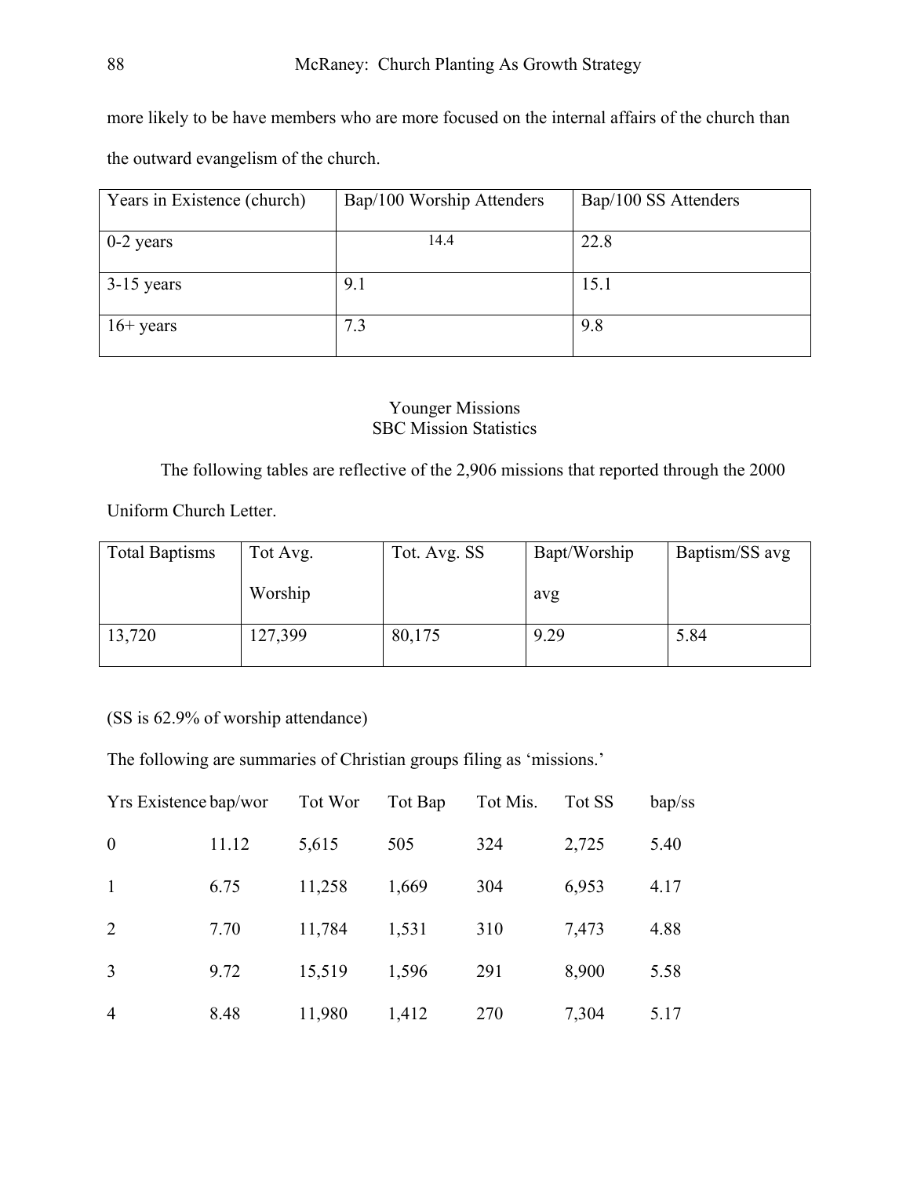more likely to be have members who are more focused on the internal affairs of the church than the outward evangelism of the church.

| Years in Existence (church) | Bap/100 Worship Attenders | Bap/100 SS Attenders |
|---|---|---|
| 0-2 years | 14.4 | 22.8 |
| 3-15 years | 9.1 | 15.1 |
| 16+ years | 7.3 | 9.8 |

### Younger Missions
### SBC Mission Statistics

The following tables are reflective of the 2,906 missions that reported through the 2000 Uniform Church Letter.

| Total Baptisms | Tot Avg. Worship | Tot. Avg. SS | Bapt/Worship avg | Baptism/SS avg |
|---|---|---|---|---|
| 13,720 | 127,399 | 80,175 | 9.29 | 5.84 |

(SS is 62.9% of worship attendance)

The following are summaries of Christian groups filing as 'missions.'

| Yrs Existence | bap/wor | Tot Wor | Tot Bap | Tot Mis. | Tot SS | bap/ss |
|---|---|---|---|---|---|---|
| 0 | 11.12 | 5,615 | 505 | 324 | 2,725 | 5.40 |
| 1 | 6.75 | 11,258 | 1,669 | 304 | 6,953 | 4.17 |
| 2 | 7.70 | 11,784 | 1,531 | 310 | 7,473 | 4.88 |
| 3 | 9.72 | 15,519 | 1,596 | 291 | 8,900 | 5.58 |
| 4 | 8.48 | 11,980 | 1,412 | 270 | 7,304 | 5.17 |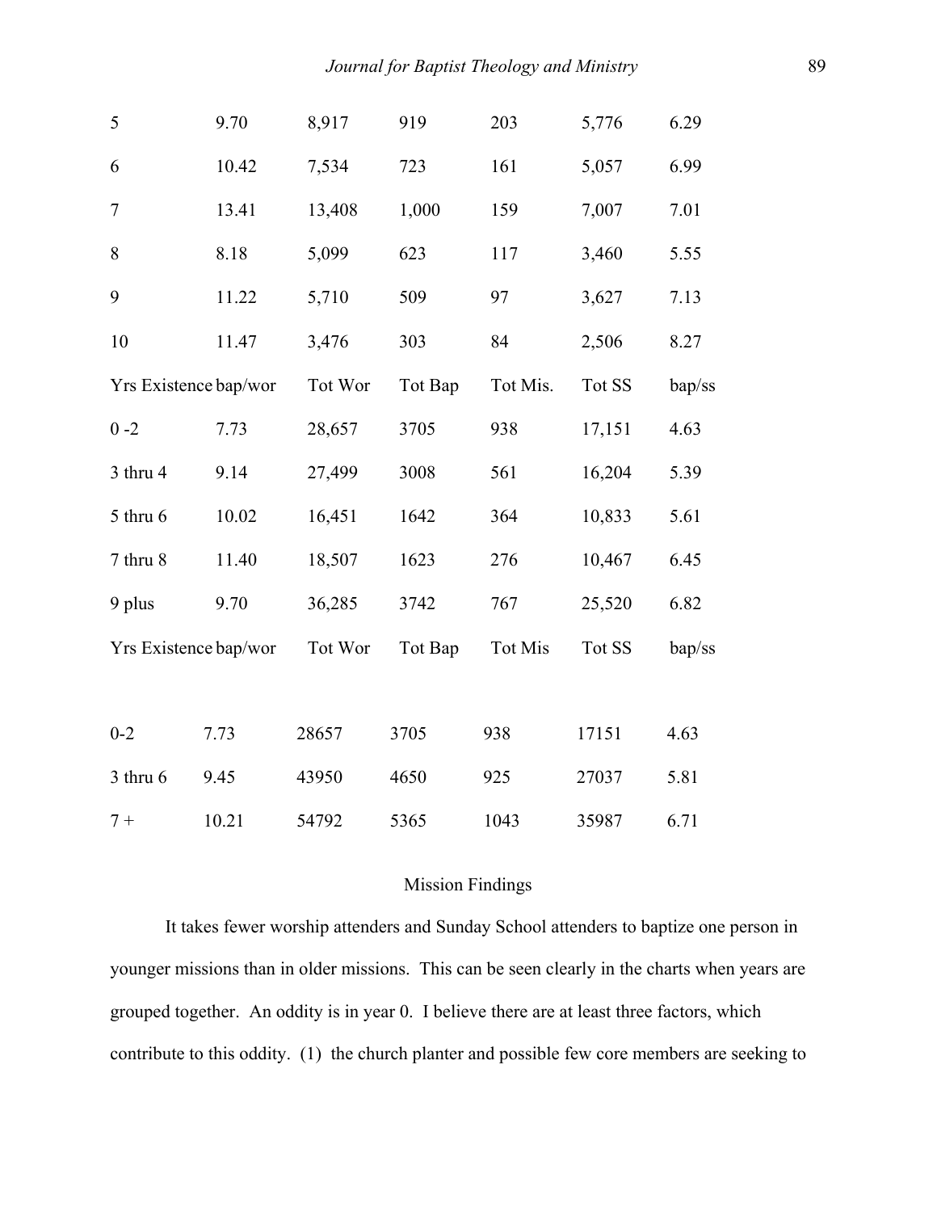| | | | | | | |
|---|---|---|---|---|---|---|
| 5 | 9.70 | 8,917 | 919 | 203 | 5,776 | 6.29 |
| 6 | 10.42 | 7,534 | 723 | 161 | 5,057 | 6.99 |
| 7 | 13.41 | 13,408 | 1,000 | 159 | 7,007 | 7.01 |
| 8 | 8.18 | 5,099 | 623 | 117 | 3,460 | 5.55 |
| 9 | 11.22 | 5,710 | 509 | 97 | 3,627 | 7.13 |
| 10 | 11.47 | 3,476 | 303 | 84 | 2,506 | 8.27 |

| Yrs Existence | bap/wor | Tot Wor | Tot Bap | Tot Mis. | Tot SS | bap/ss |
|---|---|---|---|---|---|---|
| 0 -2 | 7.73 | 28,657 | 3705 | 938 | 17,151 | 4.63 |
| 3 thru 4 | 9.14 | 27,499 | 3008 | 561 | 16,204 | 5.39 |
| 5 thru 6 | 10.02 | 16,451 | 1642 | 364 | 10,833 | 5.61 |
| 7 thru 8 | 11.40 | 18,507 | 1623 | 276 | 10,467 | 6.45 |
| 9 plus | 9.70 | 36,285 | 3742 | 767 | 25,520 | 6.82 |

| Yrs Existence | bap/wor | Tot Wor | Tot Bap | Tot Mis | Tot SS | bap/ss |
|---|---|---|---|---|---|---|
| 0-2 | 7.73 | 28657 | 3705 | 938 | 17151 | 4.63 |
| 3 thru 6 | 9.45 | 43950 | 4650 | 925 | 27037 | 5.81 |
| 7 + | 10.21 | 54792 | 5365 | 1043 | 35987 | 6.71 |

## Mission Findings

It takes fewer worship attenders and Sunday School attenders to baptize one person in younger missions than in older missions. This can be seen clearly in the charts when years are grouped together. An oddity is in year 0. I believe there are at least three factors, which contribute to this oddity. (1) the church planter and possible few core members are seeking to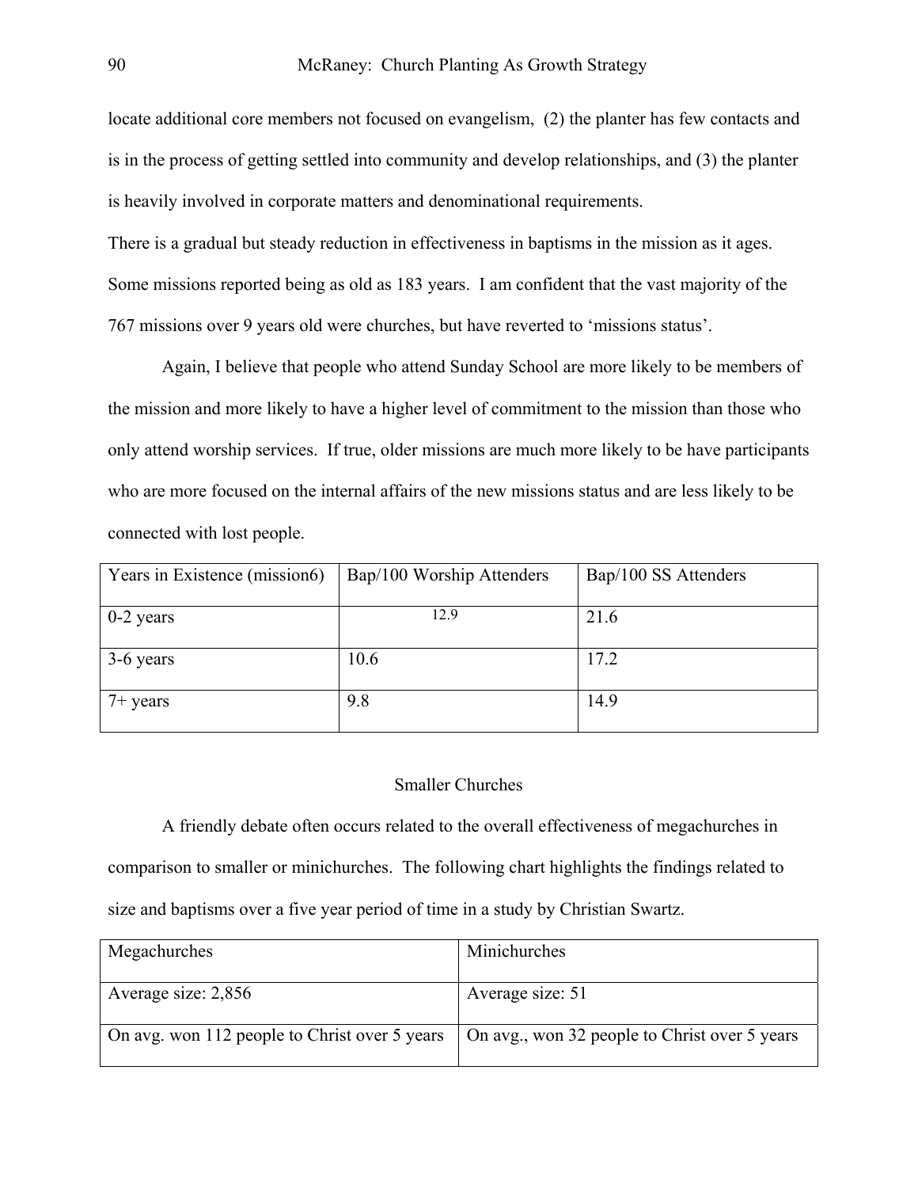locate additional core members not focused on evangelism, (2) the planter has few contacts and is in the process of getting settled into community and develop relationships, and (3) the planter is heavily involved in corporate matters and denominational requirements.

There is a gradual but steady reduction in effectiveness in baptisms in the mission as it ages. Some missions reported being as old as 183 years. I am confident that the vast majority of the 767 missions over 9 years old were churches, but have reverted to 'missions status'.

Again, I believe that people who attend Sunday School are more likely to be members of the mission and more likely to have a higher level of commitment to the mission than those who only attend worship services. If true, older missions are much more likely to be have participants who are more focused on the internal affairs of the new missions status and are less likely to be connected with lost people.

| Years in Existence (mission6) | Bap/100 Worship Attenders | Bap/100 SS Attenders |
|---|---|---|
| 0-2 years | 12.9 | 21.6 |
| 3-6 years | 10.6 | 17.2 |
| 7+ years | 9.8 | 14.9 |

## Smaller Churches

A friendly debate often occurs related to the overall effectiveness of megachurches in comparison to smaller or minichurches. The following chart highlights the findings related to size and baptisms over a five year period of time in a study by Christian Swartz.

| Megachurches | Minichurches |
|---|---|
| Average size: 2,856 | Average size: 51 |
| On avg. won 112 people to Christ over 5 years | On avg., won 32 people to Christ over 5 years |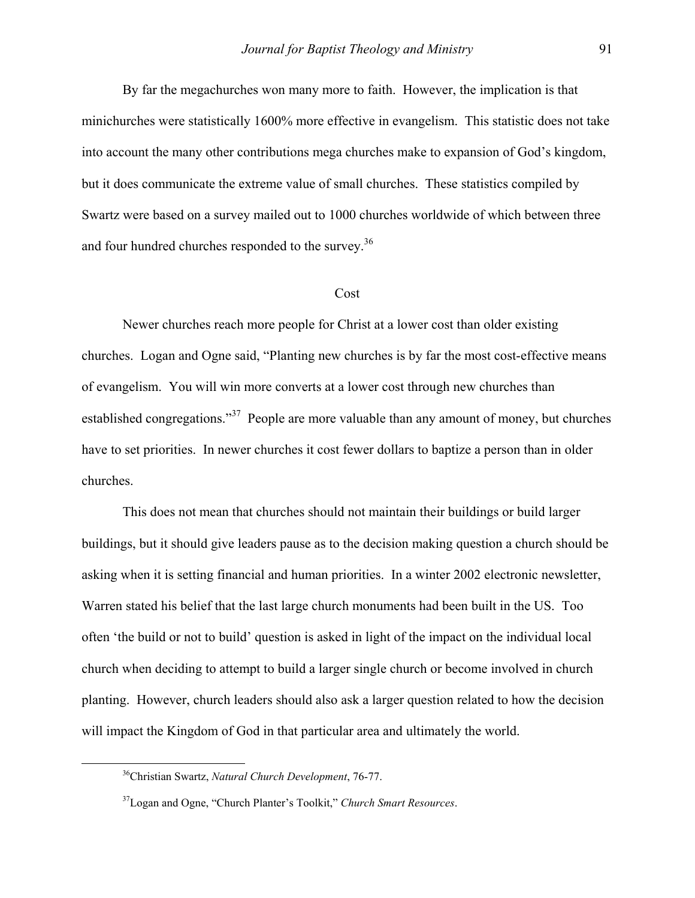By far the megachurches won many more to faith. However, the implication is that minichurches were statistically 1600% more effective in evangelism. This statistic does not take into account the many other contributions mega churches make to expansion of God's kingdom, but it does communicate the extreme value of small churches. These statistics compiled by Swartz were based on a survey mailed out to 1000 churches worldwide of which between three and four hundred churches responded to the survey.[36]

## Cost

Newer churches reach more people for Christ at a lower cost than older existing churches. Logan and Ogne said, "Planting new churches is by far the most cost-effective means of evangelism. You will win more converts at a lower cost through new churches than established congregations."[37] People are more valuable than any amount of money, but churches have to set priorities. In newer churches it cost fewer dollars to baptize a person than in older churches.

This does not mean that churches should not maintain their buildings or build larger buildings, but it should give leaders pause as to the decision making question a church should be asking when it is setting financial and human priorities. In a winter 2002 electronic newsletter, Warren stated his belief that the last large church monuments had been built in the US. Too often 'the build or not to build' question is asked in light of the impact on the individual local church when deciding to attempt to build a larger single church or become involved in church planting. However, church leaders should also ask a larger question related to how the decision will impact the Kingdom of God in that particular area and ultimately the world.

---

[36]Christian Swartz, *Natural Church Development*, 76-77.

[37]Logan and Ogne, "Church Planter's Toolkit," *Church Smart Resources*.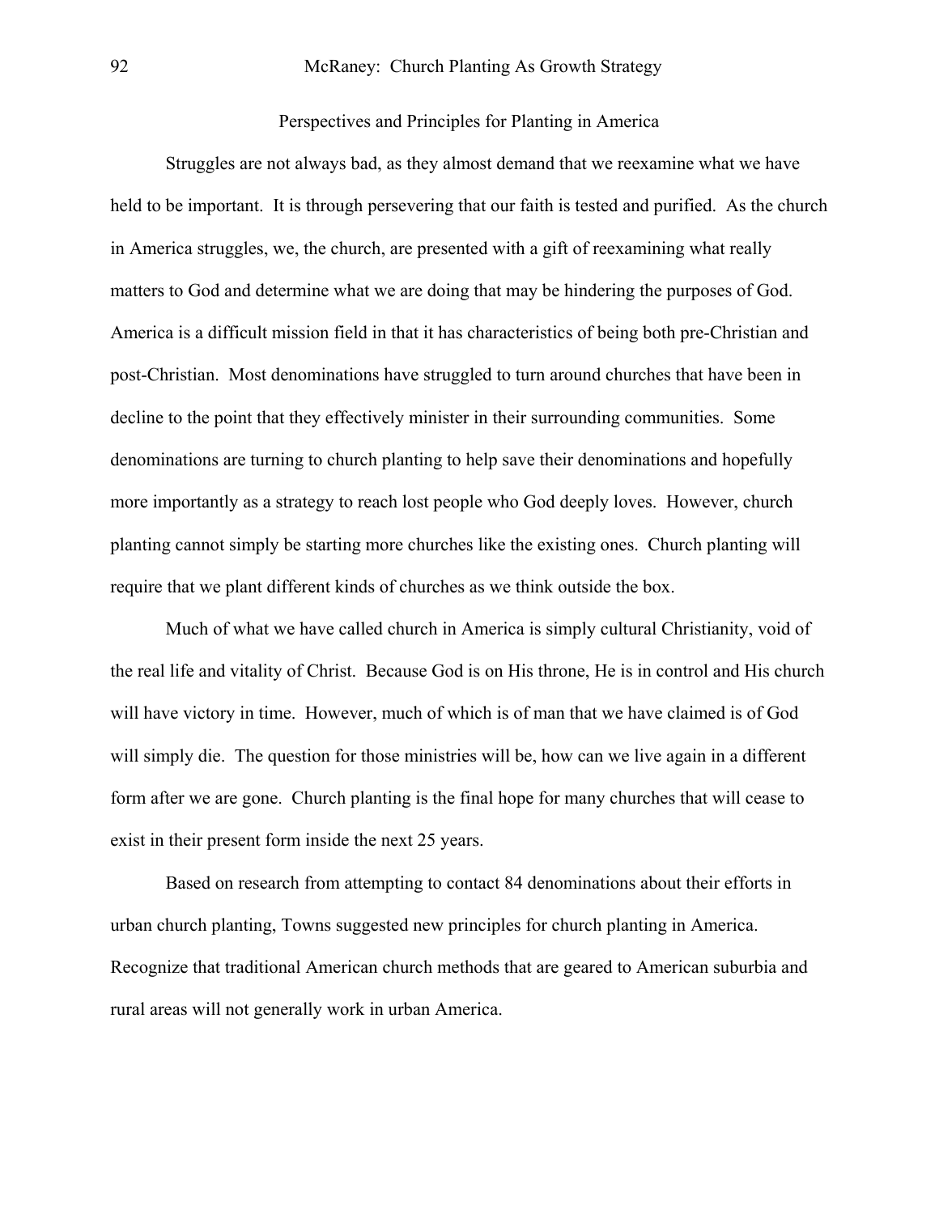## Perspectives and Principles for Planting in America

Struggles are not always bad, as they almost demand that we reexamine what we have held to be important. It is through persevering that our faith is tested and purified. As the church in America struggles, we, the church, are presented with a gift of reexamining what really matters to God and determine what we are doing that may be hindering the purposes of God. America is a difficult mission field in that it has characteristics of being both pre-Christian and post-Christian. Most denominations have struggled to turn around churches that have been in decline to the point that they effectively minister in their surrounding communities. Some denominations are turning to church planting to help save their denominations and hopefully more importantly as a strategy to reach lost people who God deeply loves. However, church planting cannot simply be starting more churches like the existing ones. Church planting will require that we plant different kinds of churches as we think outside the box.

Much of what we have called church in America is simply cultural Christianity, void of the real life and vitality of Christ. Because God is on His throne, He is in control and His church will have victory in time. However, much of which is of man that we have claimed is of God will simply die. The question for those ministries will be, how can we live again in a different form after we are gone. Church planting is the final hope for many churches that will cease to exist in their present form inside the next 25 years.

Based on research from attempting to contact 84 denominations about their efforts in urban church planting, Towns suggested new principles for church planting in America. Recognize that traditional American church methods that are geared to American suburbia and rural areas will not generally work in urban America.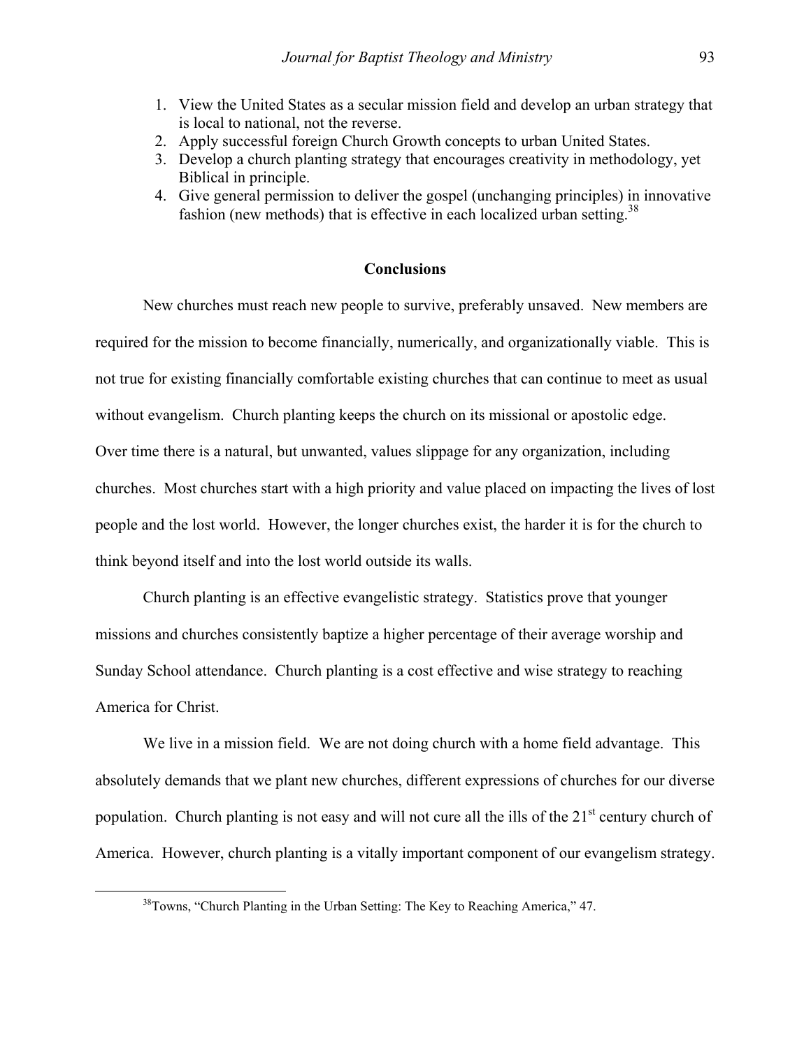1. View the United States as a secular mission field and develop an urban strategy that is local to national, not the reverse.
2. Apply successful foreign Church Growth concepts to urban United States.
3. Develop a church planting strategy that encourages creativity in methodology, yet Biblical in principle.
4. Give general permission to deliver the gospel (unchanging principles) in innovative fashion (new methods) that is effective in each localized urban setting.[38]

### Conclusions

New churches must reach new people to survive, preferably unsaved. New members are required for the mission to become financially, numerically, and organizationally viable. This is not true for existing financially comfortable existing churches that can continue to meet as usual without evangelism. Church planting keeps the church on its missional or apostolic edge. Over time there is a natural, but unwanted, values slippage for any organization, including churches. Most churches start with a high priority and value placed on impacting the lives of lost people and the lost world. However, the longer churches exist, the harder it is for the church to think beyond itself and into the lost world outside its walls.

Church planting is an effective evangelistic strategy. Statistics prove that younger missions and churches consistently baptize a higher percentage of their average worship and Sunday School attendance. Church planting is a cost effective and wise strategy to reaching America for Christ.

We live in a mission field. We are not doing church with a home field advantage. This absolutely demands that we plant new churches, different expressions of churches for our diverse population. Church planting is not easy and will not cure all the ills of the 21st century church of America. However, church planting is a vitally important component of our evangelism strategy.

[38]Towns, "Church Planting in the Urban Setting: The Key to Reaching America," 47.